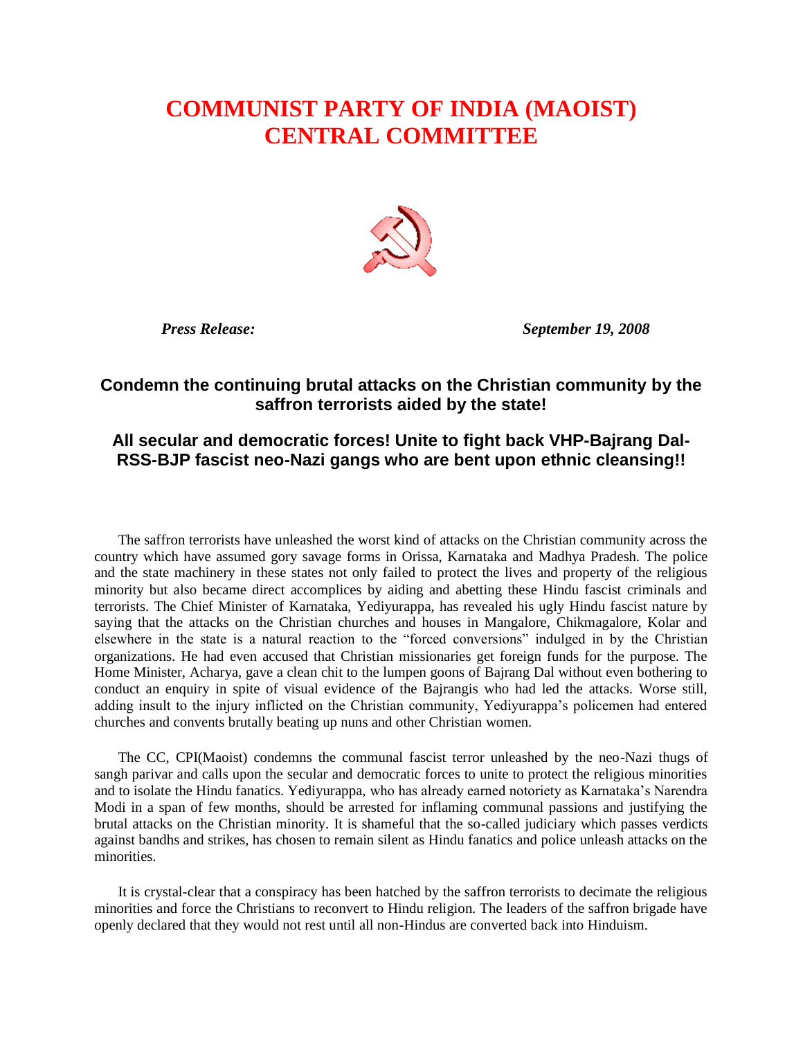# COMMUNIST PARTY OF INDIA (MAOIST)
# CENTRAL COMMITTEE

***Press Release:*** ***September 19, 2008***

## Condemn the continuing brutal attacks on the Christian community by the saffron terrorists aided by the state!

## All secular and democratic forces! Unite to fight back VHP-Bajrang Dal-RSS-BJP fascist neo-Nazi gangs who are bent upon ethnic cleansing!!

The saffron terrorists have unleashed the worst kind of attacks on the Christian community across the country which have assumed gory savage forms in Orissa, Karnataka and Madhya Pradesh. The police and the state machinery in these states not only failed to protect the lives and property of the religious minority but also became direct accomplices by aiding and abetting these Hindu fascist criminals and terrorists. The Chief Minister of Karnataka, Yediyurappa, has revealed his ugly Hindu fascist nature by saying that the attacks on the Christian churches and houses in Mangalore, Chikmagalore, Kolar and elsewhere in the state is a natural reaction to the "forced conversions" indulged in by the Christian organizations. He had even accused that Christian missionaries get foreign funds for the purpose. The Home Minister, Acharya, gave a clean chit to the lumpen goons of Bajrang Dal without even bothering to conduct an enquiry in spite of visual evidence of the Bajrangis who had led the attacks. Worse still, adding insult to the injury inflicted on the Christian community, Yediyurappa's policemen had entered churches and convents brutally beating up nuns and other Christian women.

The CC, CPI(Maoist) condemns the communal fascist terror unleashed by the neo-Nazi thugs of sangh parivar and calls upon the secular and democratic forces to unite to protect the religious minorities and to isolate the Hindu fanatics. Yediyurappa, who has already earned notoriety as Karnataka's Narendra Modi in a span of few months, should be arrested for inflaming communal passions and justifying the brutal attacks on the Christian minority. It is shameful that the so-called judiciary which passes verdicts against bandhs and strikes, has chosen to remain silent as Hindu fanatics and police unleash attacks on the minorities.

It is crystal-clear that a conspiracy has been hatched by the saffron terrorists to decimate the religious minorities and force the Christians to reconvert to Hindu religion. The leaders of the saffron brigade have openly declared that they would not rest until all non-Hindus are converted back into Hinduism.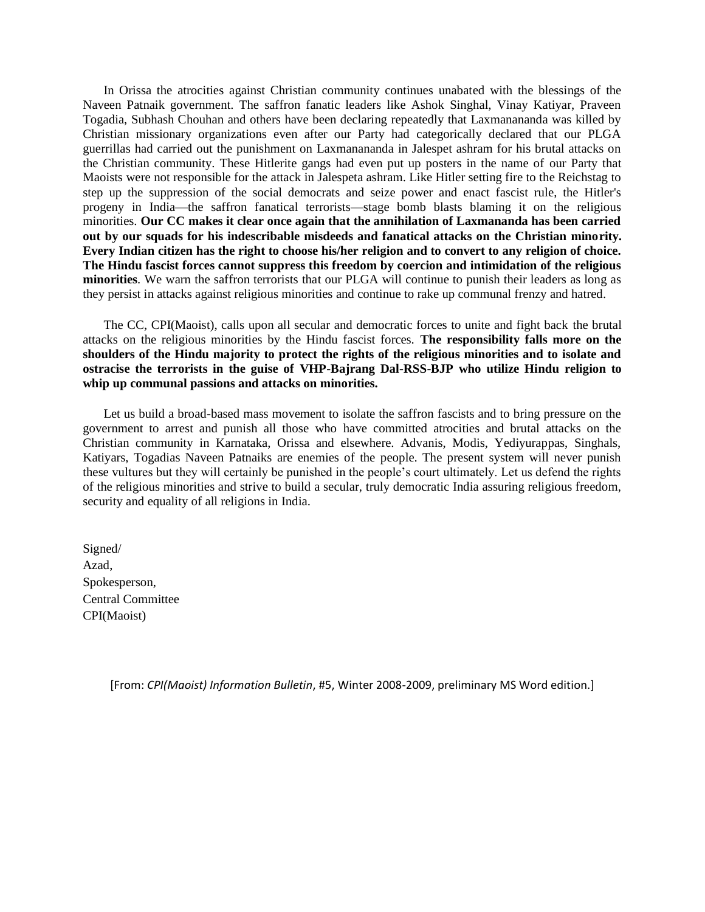In Orissa the atrocities against Christian community continues unabated with the blessings of the Naveen Patnaik government. The saffron fanatic leaders like Ashok Singhal, Vinay Katiyar, Praveen Togadia, Subhash Chouhan and others have been declaring repeatedly that Laxmanananda was killed by Christian missionary organizations even after our Party had categorically declared that our PLGA guerrillas had carried out the punishment on Laxmanananda in Jalespet ashram for his brutal attacks on the Christian community. These Hitlerite gangs had even put up posters in the name of our Party that Maoists were not responsible for the attack in Jalespeta ashram. Like Hitler setting fire to the Reichstag to step up the suppression of the social democrats and seize power and enact fascist rule, the Hitler's progeny in India—the saffron fanatical terrorists—stage bomb blasts blaming it on the religious minorities. **Our CC makes it clear once again that the annihilation of Laxmananda has been carried out by our squads for his indescribable misdeeds and fanatical attacks on the Christian minority. Every Indian citizen has the right to choose his/her religion and to convert to any religion of choice. The Hindu fascist forces cannot suppress this freedom by coercion and intimidation of the religious minorities**. We warn the saffron terrorists that our PLGA will continue to punish their leaders as long as they persist in attacks against religious minorities and continue to rake up communal frenzy and hatred.

The CC, CPI(Maoist), calls upon all secular and democratic forces to unite and fight back the brutal attacks on the religious minorities by the Hindu fascist forces. **The responsibility falls more on the shoulders of the Hindu majority to protect the rights of the religious minorities and to isolate and ostracise the terrorists in the guise of VHP-Bajrang Dal-RSS-BJP who utilize Hindu religion to whip up communal passions and attacks on minorities.**

Let us build a broad-based mass movement to isolate the saffron fascists and to bring pressure on the government to arrest and punish all those who have committed atrocities and brutal attacks on the Christian community in Karnataka, Orissa and elsewhere. Advanis, Modis, Yediyurappas, Singhals, Katiyars, Togadias Naveen Patnaiks are enemies of the people. The present system will never punish these vultures but they will certainly be punished in the people's court ultimately. Let us defend the rights of the religious minorities and strive to build a secular, truly democratic India assuring religious freedom, security and equality of all religions in India.

Signed/
Azad,
Spokesperson,
Central Committee
CPI(Maoist)

[From: *CPI(Maoist) Information Bulletin*, #5, Winter 2008-2009, preliminary MS Word edition.]